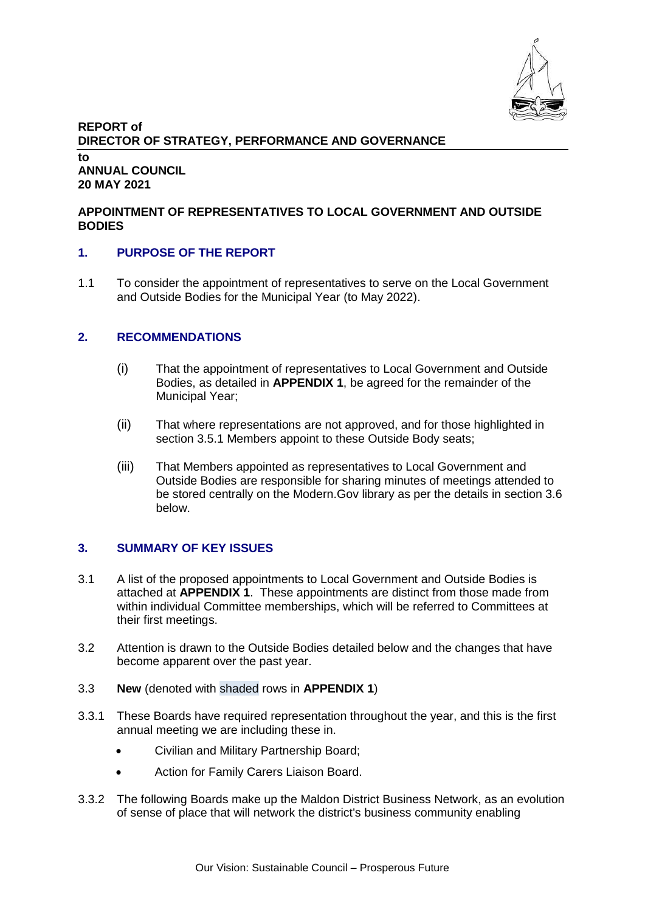**REPORT of**
**DIRECTOR OF STRATEGY, PERFORMANCE AND GOVERNANCE**

**to**
**ANNUAL COUNCIL**
**20 MAY 2021**

**APPOINTMENT OF REPRESENTATIVES TO LOCAL GOVERNMENT AND OUTSIDE BODIES**

## 1. PURPOSE OF THE REPORT

1.1 To consider the appointment of representatives to serve on the Local Government and Outside Bodies for the Municipal Year (to May 2022).

## 2. RECOMMENDATIONS

(i) That the appointment of representatives to Local Government and Outside Bodies, as detailed in **APPENDIX 1**, be agreed for the remainder of the Municipal Year;

(ii) That where representations are not approved, and for those highlighted in section 3.5.1 Members appoint to these Outside Body seats;

(iii) That Members appointed as representatives to Local Government and Outside Bodies are responsible for sharing minutes of meetings attended to be stored centrally on the Modern.Gov library as per the details in section 3.6 below.

## 3. SUMMARY OF KEY ISSUES

3.1 A list of the proposed appointments to Local Government and Outside Bodies is attached at **APPENDIX 1**. These appointments are distinct from those made from within individual Committee memberships, which will be referred to Committees at their first meetings.

3.2 Attention is drawn to the Outside Bodies detailed below and the changes that have become apparent over the past year.

3.3 **New** (denoted with shaded rows in **APPENDIX 1**)

3.3.1 These Boards have required representation throughout the year, and this is the first annual meeting we are including these in.

- Civilian and Military Partnership Board;
- Action for Family Carers Liaison Board.

3.3.2 The following Boards make up the Maldon District Business Network, as an evolution of sense of place that will network the district's business community enabling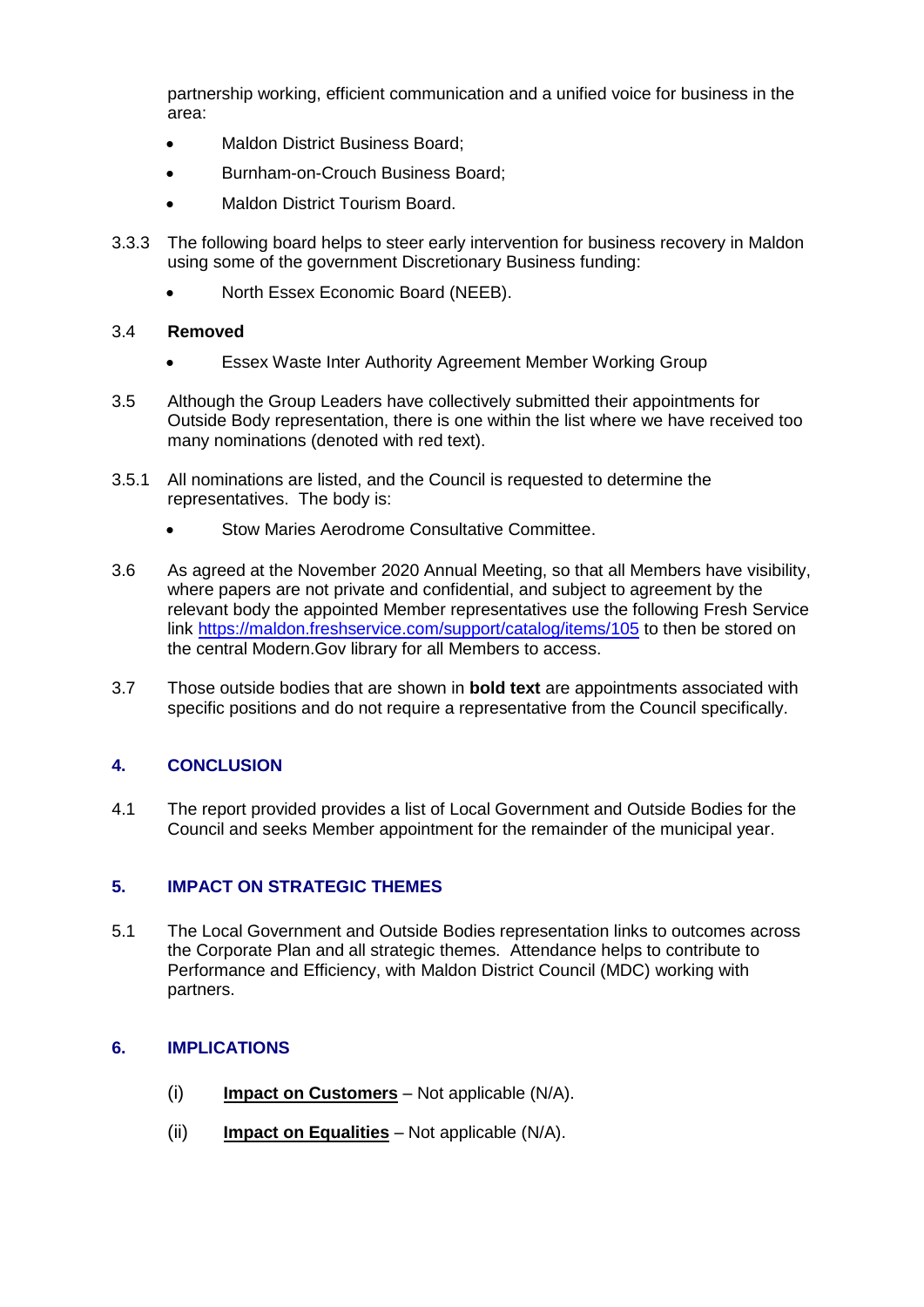partnership working, efficient communication and a unified voice for business in the area:

- Maldon District Business Board;
- Burnham-on-Crouch Business Board;
- Maldon District Tourism Board.

3.3.3 The following board helps to steer early intervention for business recovery in Maldon using some of the government Discretionary Business funding:

- North Essex Economic Board (NEEB).

3.4 **Removed**

- Essex Waste Inter Authority Agreement Member Working Group

3.5 Although the Group Leaders have collectively submitted their appointments for Outside Body representation, there is one within the list where we have received too many nominations (denoted with red text).

3.5.1 All nominations are listed, and the Council is requested to determine the representatives. The body is:

- Stow Maries Aerodrome Consultative Committee.

3.6 As agreed at the November 2020 Annual Meeting, so that all Members have visibility, where papers are not private and confidential, and subject to agreement by the relevant body the appointed Member representatives use the following Fresh Service link https://maldon.freshservice.com/support/catalog/items/105 to then be stored on the central Modern.Gov library for all Members to access.

3.7 Those outside bodies that are shown in **bold text** are appointments associated with specific positions and do not require a representative from the Council specifically.

## 4. CONCLUSION

4.1 The report provided provides a list of Local Government and Outside Bodies for the Council and seeks Member appointment for the remainder of the municipal year.

## 5. IMPACT ON STRATEGIC THEMES

5.1 The Local Government and Outside Bodies representation links to outcomes across the Corporate Plan and all strategic themes. Attendance helps to contribute to Performance and Efficiency, with Maldon District Council (MDC) working with partners.

## 6. IMPLICATIONS

(i) **Impact on Customers** – Not applicable (N/A).

(ii) **Impact on Equalities** – Not applicable (N/A).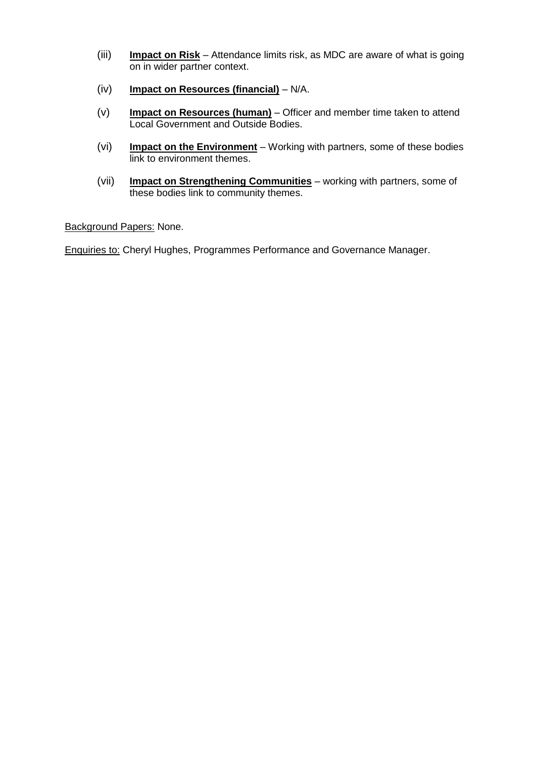(iii) **Impact on Risk** – Attendance limits risk, as MDC are aware of what is going on in wider partner context.

(iv) **Impact on Resources (financial)** – N/A.

(v) **Impact on Resources (human)** – Officer and member time taken to attend Local Government and Outside Bodies.

(vi) **Impact on the Environment** – Working with partners, some of these bodies link to environment themes.

(vii) **Impact on Strengthening Communities** – working with partners, some of these bodies link to community themes.

Background Papers: None.

Enquiries to: Cheryl Hughes, Programmes Performance and Governance Manager.